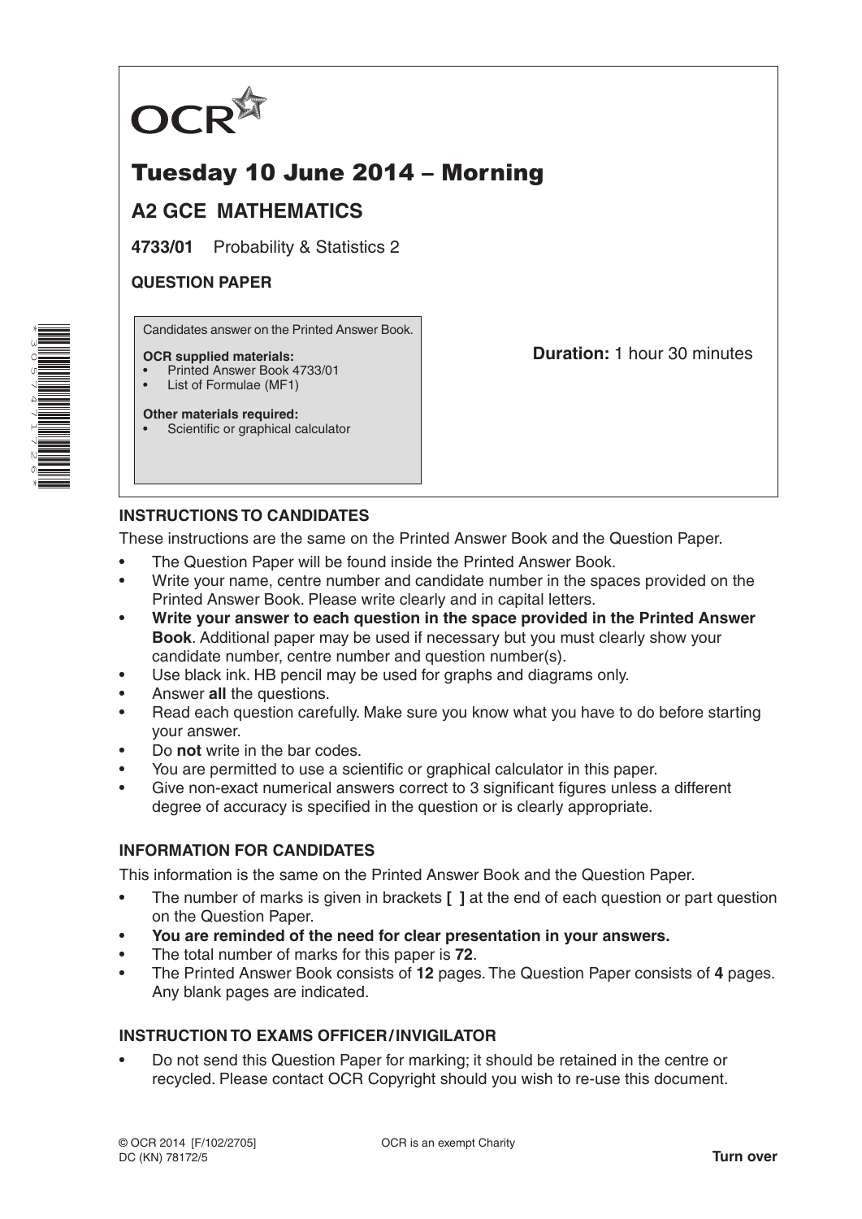OCR

# Tuesday 10 June 2014 – Morning

## A2 GCE MATHEMATICS

**4733/01** Probability & Statistics 2

**QUESTION PAPER**

Candidates answer on the Printed Answer Book.

**OCR supplied materials:**
- Printed Answer Book 4733/01
- List of Formulae (MF1)

**Other materials required:**
- Scientific or graphical calculator

**Duration:** 1 hour 30 minutes

### INSTRUCTIONS TO CANDIDATES

These instructions are the same on the Printed Answer Book and the Question Paper.

- The Question Paper will be found inside the Printed Answer Book.
- Write your name, centre number and candidate number in the spaces provided on the Printed Answer Book. Please write clearly and in capital letters.
- **Write your answer to each question in the space provided in the Printed Answer Book**. Additional paper may be used if necessary but you must clearly show your candidate number, centre number and question number(s).
- Use black ink. HB pencil may be used for graphs and diagrams only.
- Answer **all** the questions.
- Read each question carefully. Make sure you know what you have to do before starting your answer.
- Do **not** write in the bar codes.
- You are permitted to use a scientific or graphical calculator in this paper.
- Give non-exact numerical answers correct to 3 significant figures unless a different degree of accuracy is specified in the question or is clearly appropriate.

### INFORMATION FOR CANDIDATES

This information is the same on the Printed Answer Book and the Question Paper.

- The number of marks is given in brackets **[ ]** at the end of each question or part question on the Question Paper.
- **You are reminded of the need for clear presentation in your answers.**
- The total number of marks for this paper is **72**.
- The Printed Answer Book consists of **12** pages. The Question Paper consists of **4** pages. Any blank pages are indicated.

### INSTRUCTION TO EXAMS OFFICER / INVIGILATOR

- Do not send this Question Paper for marking; it should be retained in the centre or recycled. Please contact OCR Copyright should you wish to re-use this document.

© OCR 2014 [F/102/2705]
DC (KN) 78172/5

OCR is an exempt Charity

**Turn over**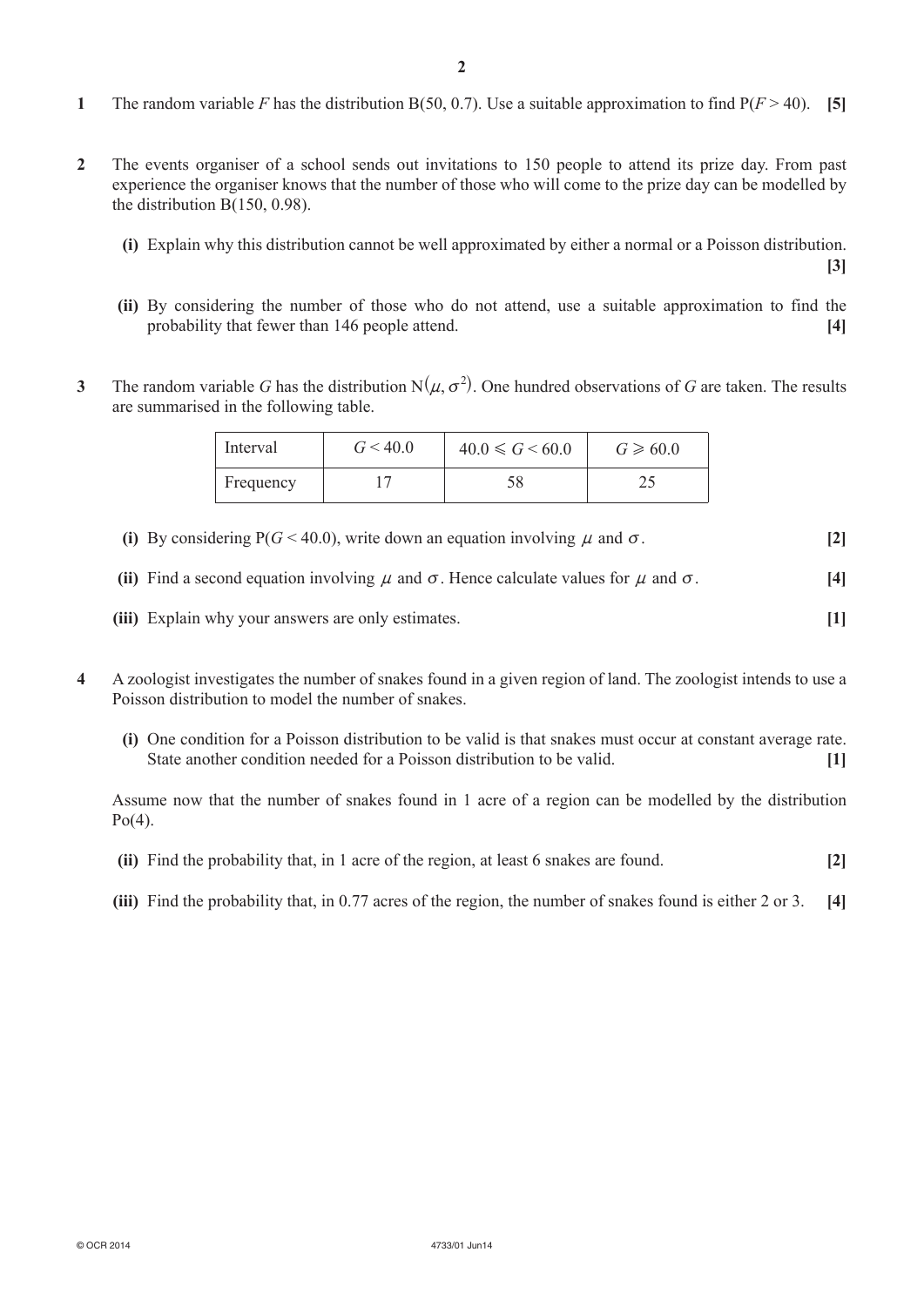**1** The random variable $F$ has the distribution B(50, 0.7). Use a suitable approximation to find $P(F > 40)$. **[5]**

**2** The events organiser of a school sends out invitations to 150 people to attend its prize day. From past experience the organiser knows that the number of those who will come to the prize day can be modelled by the distribution B(150, 0.98).

**(i)** Explain why this distribution cannot be well approximated by either a normal or a Poisson distribution. **[3]**

**(ii)** By considering the number of those who do not attend, use a suitable approximation to find the probability that fewer than 146 people attend. **[4]**

**3** The random variable $G$ has the distribution $N(\mu, \sigma^2)$. One hundred observations of $G$ are taken. The results are summarised in the following table.

| Interval | $G < 40.0$ | $40.0 \leqslant G < 60.0$ | $G \geqslant 60.0$ |
|---|---|---|---|
| Frequency | 17 | 58 | 25 |

**(i)** By considering $P(G < 40.0)$, write down an equation involving $\mu$ and $\sigma$. **[2]**

**(ii)** Find a second equation involving $\mu$ and $\sigma$. Hence calculate values for $\mu$ and $\sigma$. **[4]**

**(iii)** Explain why your answers are only estimates. **[1]**

**4** A zoologist investigates the number of snakes found in a given region of land. The zoologist intends to use a Poisson distribution to model the number of snakes.

**(i)** One condition for a Poisson distribution to be valid is that snakes must occur at constant average rate. State another condition needed for a Poisson distribution to be valid. **[1]**

Assume now that the number of snakes found in 1 acre of a region can be modelled by the distribution Po(4).

**(ii)** Find the probability that, in 1 acre of the region, at least 6 snakes are found. **[2]**

**(iii)** Find the probability that, in 0.77 acres of the region, the number of snakes found is either 2 or 3. **[4]**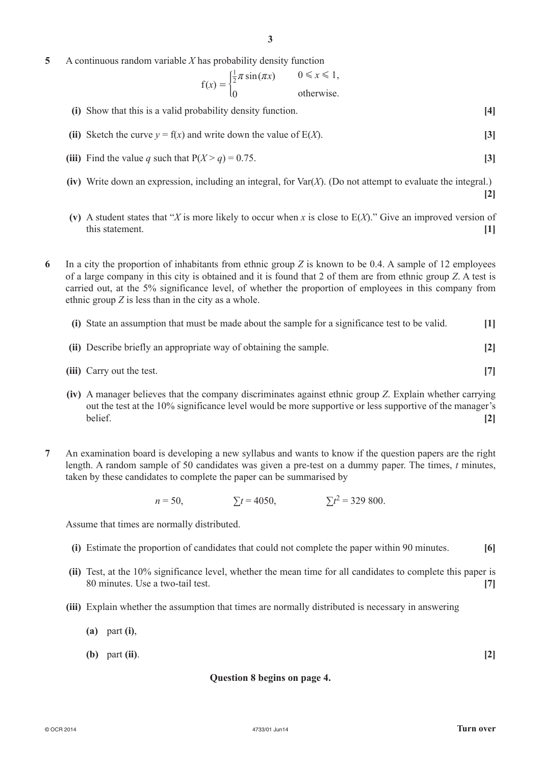**5** A continuous random variable $X$ has probability density function

$$f(x) = \begin{cases} \frac{1}{2}\pi \sin(\pi x) & 0 \leqslant x \leqslant 1, \\ 0 & \text{otherwise.} \end{cases}$$

**(i)** Show that this is a valid probability density function. **[4]**

**(ii)** Sketch the curve $y = f(x)$ and write down the value of $E(X)$. **[3]**

**(iii)** Find the value $q$ such that $P(X > q) = 0.75$. **[3]**

**(iv)** Write down an expression, including an integral, for $\text{Var}(X)$. (Do not attempt to evaluate the integral.) **[2]**

**(v)** A student states that "$X$ is more likely to occur when $x$ is close to $E(X)$." Give an improved version of this statement. **[1]**

**6** In a city the proportion of inhabitants from ethnic group $Z$ is known to be 0.4. A sample of 12 employees of a large company in this city is obtained and it is found that 2 of them are from ethnic group $Z$. A test is carried out, at the 5% significance level, of whether the proportion of employees in this company from ethnic group $Z$ is less than in the city as a whole.

**(i)** State an assumption that must be made about the sample for a significance test to be valid. **[1]**

**(ii)** Describe briefly an appropriate way of obtaining the sample. **[2]**

**(iii)** Carry out the test. **[7]**

**(iv)** A manager believes that the company discriminates against ethnic group $Z$. Explain whether carrying out the test at the 10% significance level would be more supportive or less supportive of the manager's belief. **[2]**

**7** An examination board is developing a new syllabus and wants to know if the question papers are the right length. A random sample of 50 candidates was given a pre-test on a dummy paper. The times, $t$ minutes, taken by these candidates to complete the paper can be summarised by

$$n = 50, \qquad \sum t = 4050, \qquad \sum t^2 = 329\,800.$$

Assume that times are normally distributed.

**(i)** Estimate the proportion of candidates that could not complete the paper within 90 minutes. **[6]**

**(ii)** Test, at the 10% significance level, whether the mean time for all candidates to complete this paper is 80 minutes. Use a two-tail test. **[7]**

**(iii)** Explain whether the assumption that times are normally distributed is necessary in answering

**(a)** part **(i)**,

**(b)** part **(ii)**. **[2]**

**Question 8 begins on page 4.**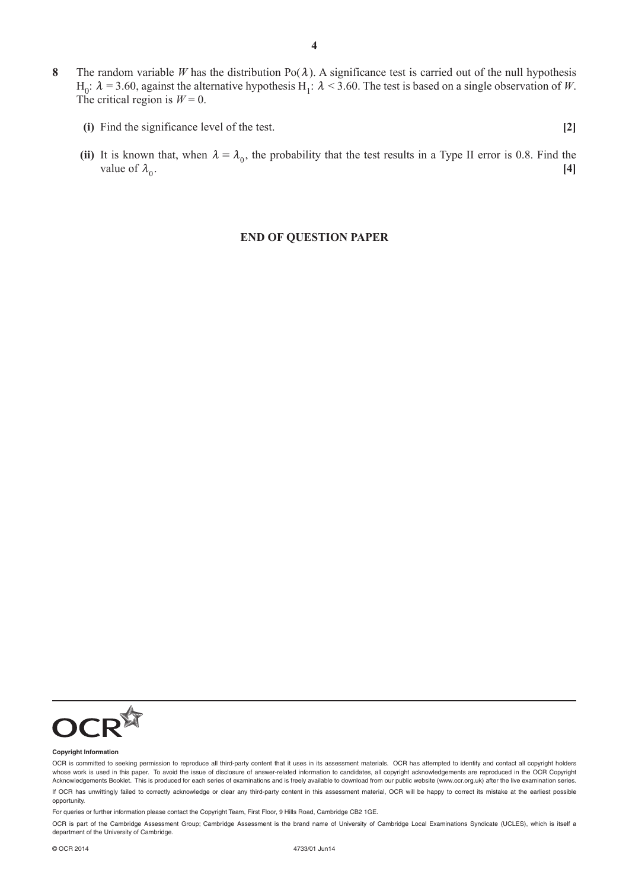**8** The random variable $W$ has the distribution $\text{Po}(\lambda)$. A significance test is carried out of the null hypothesis $\text{H}_0$: $\lambda = 3.60$, against the alternative hypothesis $\text{H}_1$: $\lambda < 3.60$. The test is based on a single observation of $W$. The critical region is $W = 0$.

**(i)** Find the significance level of the test. **[2]**

**(ii)** It is known that, when $\lambda = \lambda_0$, the probability that the test results in a Type II error is 0.8. Find the value of $\lambda_0$. **[4]**

**END OF QUESTION PAPER**

**Copyright Information**

OCR is committed to seeking permission to reproduce all third-party content that it uses in its assessment materials. OCR has attempted to identify and contact all copyright holders whose work is used in this paper. To avoid the issue of disclosure of answer-related information to candidates, all copyright acknowledgements are reproduced in the OCR Copyright Acknowledgements Booklet. This is produced for each series of examinations and is freely available to download from our public website (www.ocr.org.uk) after the live examination series.

If OCR has unwittingly failed to correctly acknowledge or clear any third-party content in this assessment material, OCR will be happy to correct its mistake at the earliest possible opportunity.

For queries or further information please contact the Copyright Team, First Floor, 9 Hills Road, Cambridge CB2 1GE.

OCR is part of the Cambridge Assessment Group; Cambridge Assessment is the brand name of University of Cambridge Local Examinations Syndicate (UCLES), which is itself a department of the University of Cambridge.

© OCR 2014 4733/01 Jun14